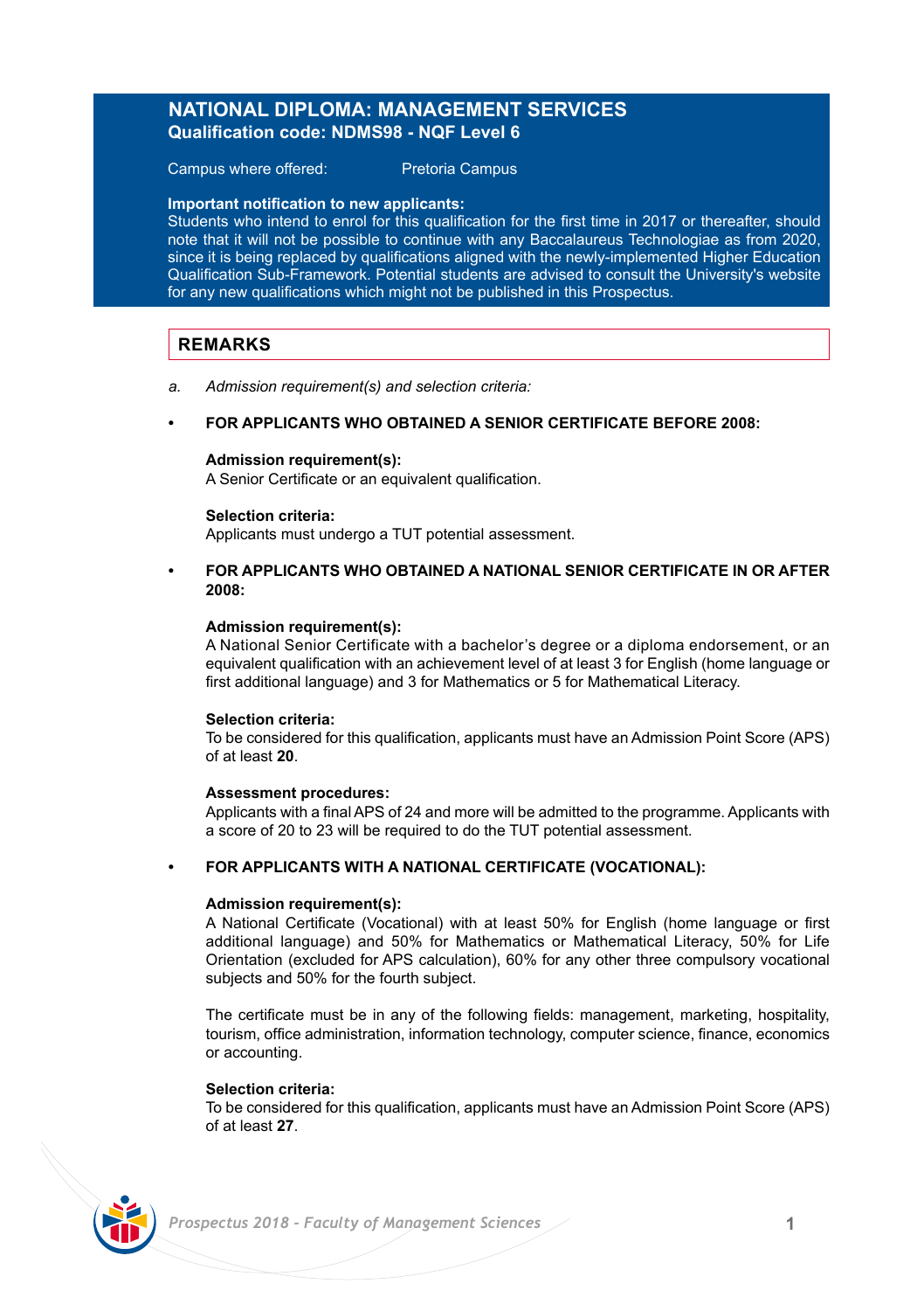# NATIONAL DIPLOMA: MANAGEMENT SERVICES

**Qualification code: NDMS98 - NQF Level 6**

Campus where offered: Pretoria Campus

**Important notification to new applicants:**
Students who intend to enrol for this qualification for the first time in 2017 or thereafter, should note that it will not be possible to continue with any Baccalaureus Technologiae as from 2020, since it is being replaced by qualifications aligned with the newly-implemented Higher Education Qualification Sub-Framework. Potential students are advised to consult the University's website for any new qualifications which might not be published in this Prospectus.

## REMARKS

a. *Admission requirement(s) and selection criteria:*

- **FOR APPLICANTS WHO OBTAINED A SENIOR CERTIFICATE BEFORE 2008:**

  **Admission requirement(s):**
  A Senior Certificate or an equivalent qualification.

  **Selection criteria:**
  Applicants must undergo a TUT potential assessment.

- **FOR APPLICANTS WHO OBTAINED A NATIONAL SENIOR CERTIFICATE IN OR AFTER 2008:**

  **Admission requirement(s):**
  A National Senior Certificate with a bachelor's degree or a diploma endorsement, or an equivalent qualification with an achievement level of at least 3 for English (home language or first additional language) and 3 for Mathematics or 5 for Mathematical Literacy.

  **Selection criteria:**
  To be considered for this qualification, applicants must have an Admission Point Score (APS) of at least **20**.

  **Assessment procedures:**
  Applicants with a final APS of 24 and more will be admitted to the programme. Applicants with a score of 20 to 23 will be required to do the TUT potential assessment.

- **FOR APPLICANTS WITH A NATIONAL CERTIFICATE (VOCATIONAL):**

  **Admission requirement(s):**
  A National Certificate (Vocational) with at least 50% for English (home language or first additional language) and 50% for Mathematics or Mathematical Literacy, 50% for Life Orientation (excluded for APS calculation), 60% for any other three compulsory vocational subjects and 50% for the fourth subject.

  The certificate must be in any of the following fields: management, marketing, hospitality, tourism, office administration, information technology, computer science, finance, economics or accounting.

  **Selection criteria:**
  To be considered for this qualification, applicants must have an Admission Point Score (APS) of at least **27**.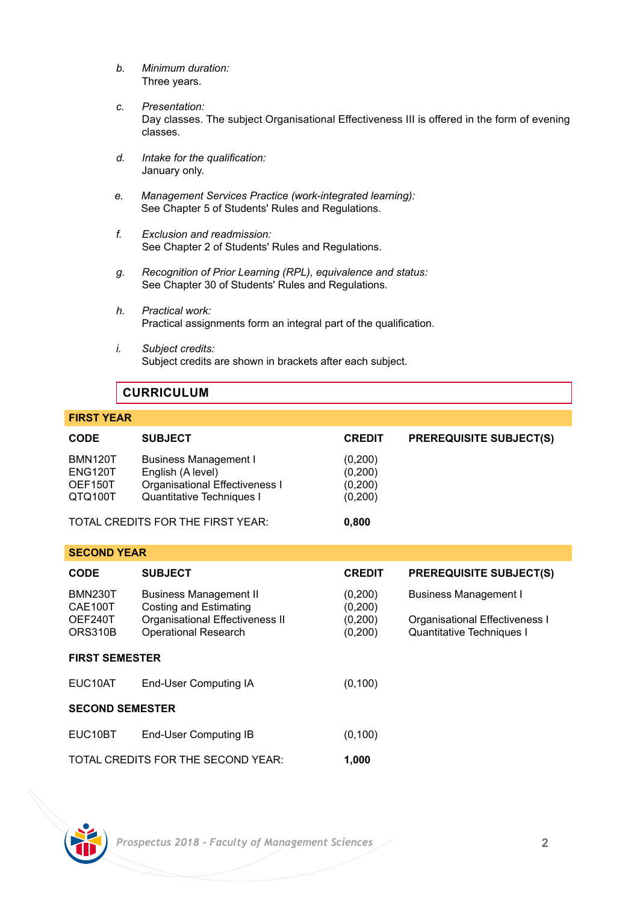b. *Minimum duration:*
   Three years.

c. *Presentation:*
   Day classes. The subject Organisational Effectiveness III is offered in the form of evening classes.

d. *Intake for the qualification:*
   January only.

e. *Management Services Practice (work-integrated learning):*
   See Chapter 5 of Students' Rules and Regulations.

f. *Exclusion and readmission:*
   See Chapter 2 of Students' Rules and Regulations.

g. *Recognition of Prior Learning (RPL), equivalence and status:*
   See Chapter 30 of Students' Rules and Regulations.

h. *Practical work:*
   Practical assignments form an integral part of the qualification.

i. *Subject credits:*
   Subject credits are shown in brackets after each subject.

## CURRICULUM

### FIRST YEAR

| CODE | SUBJECT | CREDIT | PREREQUISITE SUBJECT(S) |
|---|---|---|---|
| BMN120T | Business Management I | (0,200) | |
| ENG120T | English (A level) | (0,200) | |
| OEF150T | Organisational Effectiveness I | (0,200) | |
| QTQ100T | Quantitative Techniques I | (0,200) | |
| | TOTAL CREDITS FOR THE FIRST YEAR: | **0,800** | |

### SECOND YEAR

| CODE | SUBJECT | CREDIT | PREREQUISITE SUBJECT(S) |
|---|---|---|---|
| BMN230T | Business Management II | (0,200) | Business Management I |
| CAE100T | Costing and Estimating | (0,200) | |
| OEF240T | Organisational Effectiveness II | (0,200) | Organisational Effectiveness I |
| ORS310B | Operational Research | (0,200) | Quantitative Techniques I |
| **FIRST SEMESTER** | | | |
| EUC10AT | End-User Computing IA | (0,100) | |
| **SECOND SEMESTER** | | | |
| EUC10BT | End-User Computing IB | (0,100) | |
| | TOTAL CREDITS FOR THE SECOND YEAR: | **1,000** | |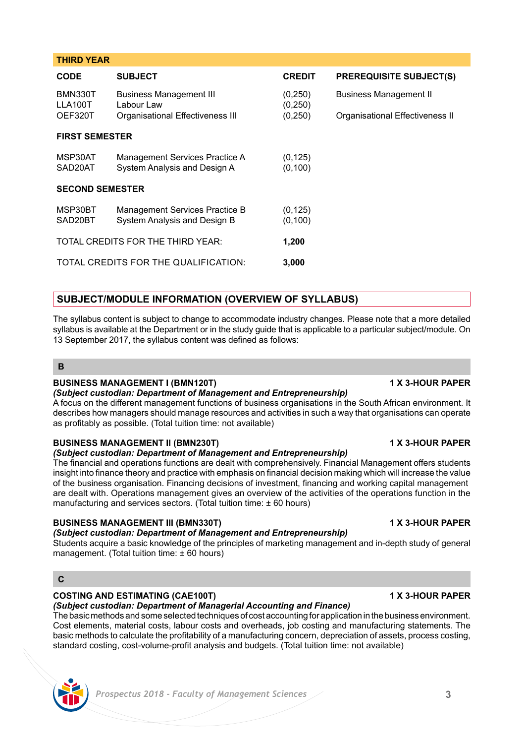| THIRD YEAR | | | |
|---|---|---|---|
| **CODE** | **SUBJECT** | **CREDIT** | **PREREQUISITE SUBJECT(S)** |
| BMN330T | Business Management III | (0,250) | Business Management II |
| LLA100T | Labour Law | (0,250) | |
| OEF320T | Organisational Effectiveness III | (0,250) | Organisational Effectiveness II |
| **FIRST SEMESTER** | | | |
| MSP30AT | Management Services Practice A | (0,125) | |
| SAD20AT | System Analysis and Design A | (0,100) | |
| **SECOND SEMESTER** | | | |
| MSP30BT | Management Services Practice B | (0,125) | |
| SAD20BT | System Analysis and Design B | (0,100) | |
| TOTAL CREDITS FOR THE THIRD YEAR: | | **1,200** | |
| TOTAL CREDITS FOR THE QUALIFICATION: | | **3,000** | |

## SUBJECT/MODULE INFORMATION (OVERVIEW OF SYLLABUS)

The syllabus content is subject to change to accommodate industry changes. Please note that a more detailed syllabus is available at the Department or in the study guide that is applicable to a particular subject/module. On 13 September 2017, the syllabus content was defined as follows:

### B

**BUSINESS MANAGEMENT I (BMN120T)** **1 X 3-HOUR PAPER**
***(Subject custodian: Department of Management and Entrepreneurship)***
A focus on the different management functions of business organisations in the South African environment. It describes how managers should manage resources and activities in such a way that organisations can operate as profitably as possible. (Total tuition time: not available)

**BUSINESS MANAGEMENT II (BMN230T)** **1 X 3-HOUR PAPER**
***(Subject custodian: Department of Management and Entrepreneurship)***
The financial and operations functions are dealt with comprehensively. Financial Management offers students insight into finance theory and practice with emphasis on financial decision making which will increase the value of the business organisation. Financing decisions of investment, financing and working capital management are dealt with. Operations management gives an overview of the activities of the operations function in the manufacturing and services sectors. (Total tuition time: ± 60 hours)

**BUSINESS MANAGEMENT III (BMN330T)** **1 X 3-HOUR PAPER**
***(Subject custodian: Department of Management and Entrepreneurship)***
Students acquire a basic knowledge of the principles of marketing management and in-depth study of general management. (Total tuition time: ± 60 hours)

### C

**COSTING AND ESTIMATING (CAE100T)** **1 X 3-HOUR PAPER**
***(Subject custodian: Department of Managerial Accounting and Finance)***
The basic methods and some selected techniques of cost accounting for application in the business environment. Cost elements, material costs, labour costs and overheads, job costing and manufacturing statements. The basic methods to calculate the profitability of a manufacturing concern, depreciation of assets, process costing, standard costing, cost-volume-profit analysis and budgets. (Total tuition time: not available)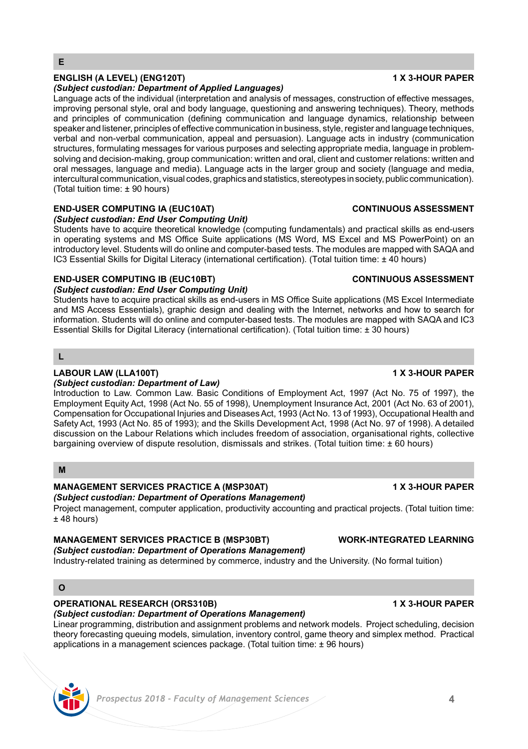## E

### ENGLISH (A LEVEL) (ENG120T) — 1 X 3-HOUR PAPER

***(Subject custodian: Department of Applied Languages)***

Language acts of the individual (interpretation and analysis of messages, construction of effective messages, improving personal style, oral and body language, questioning and answering techniques). Theory, methods and principles of communication (defining communication and language dynamics, relationship between speaker and listener, principles of effective communication in business, style, register and language techniques, verbal and non-verbal communication, appeal and persuasion). Language acts in industry (communication structures, formulating messages for various purposes and selecting appropriate media, language in problem-solving and decision-making, group communication: written and oral, client and customer relations: written and oral messages, language and media). Language acts in the larger group and society (language and media, intercultural communication, visual codes, graphics and statistics, stereotypes in society, public communication). (Total tuition time: ± 90 hours)

### END-USER COMPUTING IA (EUC10AT) — CONTINUOUS ASSESSMENT

***(Subject custodian: End User Computing Unit)***

Students have to acquire theoretical knowledge (computing fundamentals) and practical skills as end-users in operating systems and MS Office Suite applications (MS Word, MS Excel and MS PowerPoint) on an introductory level. Students will do online and computer-based tests. The modules are mapped with SAQA and IC3 Essential Skills for Digital Literacy (international certification). (Total tuition time: ± 40 hours)

### END-USER COMPUTING IB (EUC10BT) — CONTINUOUS ASSESSMENT

***(Subject custodian: End User Computing Unit)***

Students have to acquire practical skills as end-users in MS Office Suite applications (MS Excel Intermediate and MS Access Essentials), graphic design and dealing with the Internet, networks and how to search for information. Students will do online and computer-based tests. The modules are mapped with SAQA and IC3 Essential Skills for Digital Literacy (international certification). (Total tuition time: ± 30 hours)

## L

### LABOUR LAW (LLA100T) — 1 X 3-HOUR PAPER

***(Subject custodian: Department of Law)***

Introduction to Law. Common Law. Basic Conditions of Employment Act, 1997 (Act No. 75 of 1997), the Employment Equity Act, 1998 (Act No. 55 of 1998), Unemployment Insurance Act, 2001 (Act No. 63 of 2001), Compensation for Occupational Injuries and Diseases Act, 1993 (Act No. 13 of 1993), Occupational Health and Safety Act, 1993 (Act No. 85 of 1993); and the Skills Development Act, 1998 (Act No. 97 of 1998). A detailed discussion on the Labour Relations which includes freedom of association, organisational rights, collective bargaining overview of dispute resolution, dismissals and strikes. (Total tuition time: ± 60 hours)

## M

### MANAGEMENT SERVICES PRACTICE A (MSP30AT) — 1 X 3-HOUR PAPER

***(Subject custodian: Department of Operations Management)***

Project management, computer application, productivity accounting and practical projects. (Total tuition time: ± 48 hours)

### MANAGEMENT SERVICES PRACTICE B (MSP30BT) — WORK-INTEGRATED LEARNING

***(Subject custodian: Department of Operations Management)***

Industry-related training as determined by commerce, industry and the University. (No formal tuition)

## O

### OPERATIONAL RESEARCH (ORS310B) — 1 X 3-HOUR PAPER

***(Subject custodian: Department of Operations Management)***

Linear programming, distribution and assignment problems and network models. Project scheduling, decision theory forecasting queuing models, simulation, inventory control, game theory and simplex method. Practical applications in a management sciences package. (Total tuition time: ± 96 hours)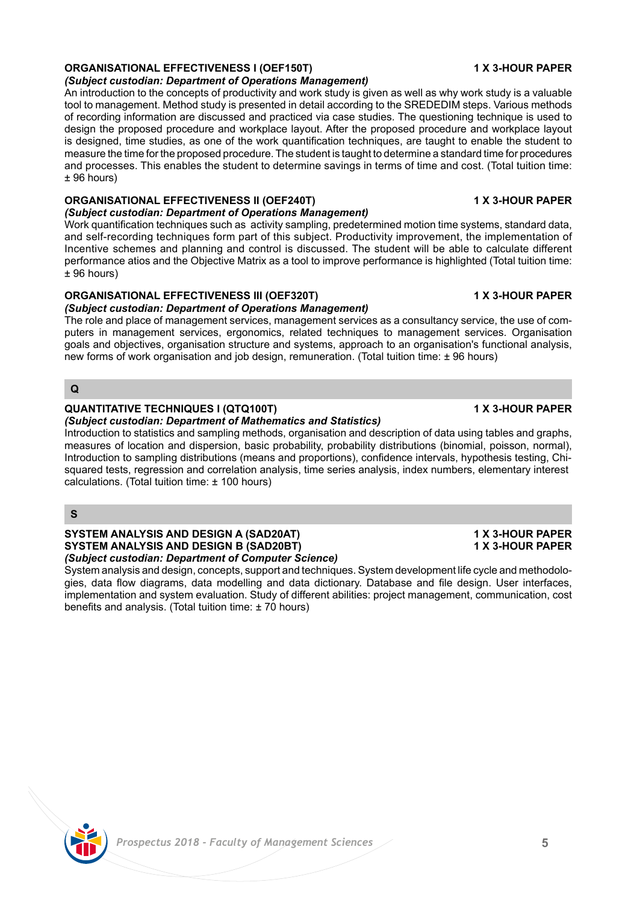**ORGANISATIONAL EFFECTIVENESS I (OEF150T)** **1 X 3-HOUR PAPER**

***(Subject custodian: Department of Operations Management)***

An introduction to the concepts of productivity and work study is given as well as why work study is a valuable tool to management. Method study is presented in detail according to the SREDEDIM steps. Various methods of recording information are discussed and practiced via case studies. The questioning technique is used to design the proposed procedure and workplace layout. After the proposed procedure and workplace layout is designed, time studies, as one of the work quantification techniques, are taught to enable the student to measure the time for the proposed procedure. The student is taught to determine a standard time for procedures and processes. This enables the student to determine savings in terms of time and cost. (Total tuition time: ± 96 hours)

**ORGANISATIONAL EFFECTIVENESS II (OEF240T)** **1 X 3-HOUR PAPER**

***(Subject custodian: Department of Operations Management)***

Work quantification techniques such as activity sampling, predetermined motion time systems, standard data, and self-recording techniques form part of this subject. Productivity improvement, the implementation of Incentive schemes and planning and control is discussed. The student will be able to calculate different performance atios and the Objective Matrix as a tool to improve performance is highlighted (Total tuition time: ± 96 hours)

**ORGANISATIONAL EFFECTIVENESS III (OEF320T)** **1 X 3-HOUR PAPER**

***(Subject custodian: Department of Operations Management)***

The role and place of management services, management services as a consultancy service, the use of computers in management services, ergonomics, related techniques to management services. Organisation goals and objectives, organisation structure and systems, approach to an organisation's functional analysis, new forms of work organisation and job design, remuneration. (Total tuition time: ± 96 hours)

## Q

**QUANTITATIVE TECHNIQUES I (QTQ100T)** **1 X 3-HOUR PAPER**

***(Subject custodian: Department of Mathematics and Statistics)***

Introduction to statistics and sampling methods, organisation and description of data using tables and graphs, measures of location and dispersion, basic probability, probability distributions (binomial, poisson, normal), Introduction to sampling distributions (means and proportions), confidence intervals, hypothesis testing, Chi-squared tests, regression and correlation analysis, time series analysis, index numbers, elementary interest calculations. (Total tuition time: ± 100 hours)

## S

**SYSTEM ANALYSIS AND DESIGN A (SAD20AT)** **1 X 3-HOUR PAPER**
**SYSTEM ANALYSIS AND DESIGN B (SAD20BT)** **1 X 3-HOUR PAPER**

***(Subject custodian: Department of Computer Science)***

System analysis and design, concepts, support and techniques. System development life cycle and methodologies, data flow diagrams, data modelling and data dictionary. Database and file design. User interfaces, implementation and system evaluation. Study of different abilities: project management, communication, cost benefits and analysis. (Total tuition time: ± 70 hours)